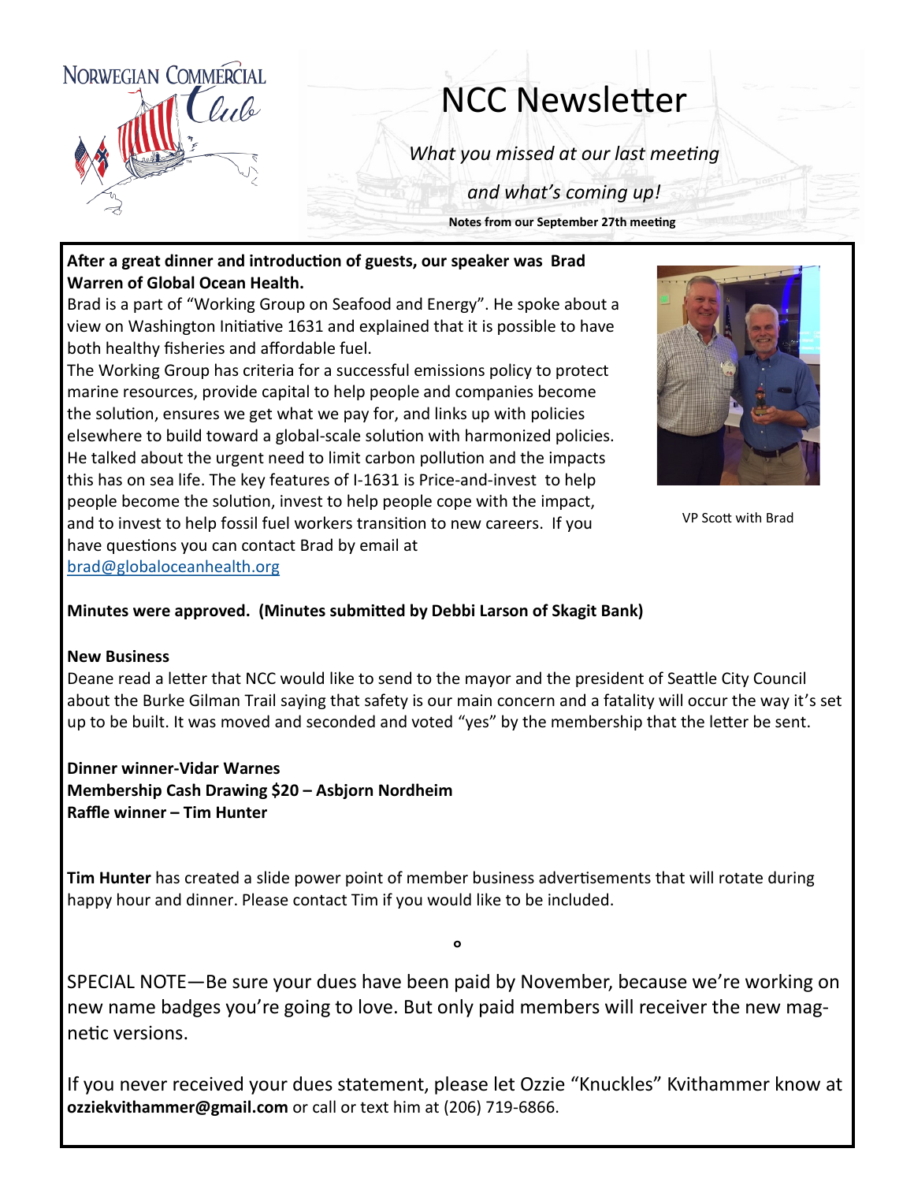Norwegian Commercial Club

# NCC Newsletter

*What you missed at our last meeting*

*and what's coming up!*

**Notes from our September 27th meeting**

**After a great dinner and introduction of guests, our speaker was Brad Warren of Global Ocean Health.**

Brad is a part of "Working Group on Seafood and Energy". He spoke about a view on Washington Initiative 1631 and explained that it is possible to have both healthy fisheries and affordable fuel.

The Working Group has criteria for a successful emissions policy to protect marine resources, provide capital to help people and companies become the solution, ensures we get what we pay for, and links up with policies elsewhere to build toward a global-scale solution with harmonized policies. He talked about the urgent need to limit carbon pollution and the impacts this has on sea life. The key features of I-1631 is Price-and-invest to help people become the solution, invest to help people cope with the impact, and to invest to help fossil fuel workers transition to new careers. If you have questions you can contact Brad by email at brad@globaloceanhealth.org

VP Scott with Brad

**Minutes were approved. (Minutes submitted by Debbi Larson of Skagit Bank)**

**New Business**

Deane read a letter that NCC would like to send to the mayor and the president of Seattle City Council about the Burke Gilman Trail saying that safety is our main concern and a fatality will occur the way it's set up to be built. It was moved and seconded and voted "yes" by the membership that the letter be sent.

**Dinner winner-Vidar Warnes**
**Membership Cash Drawing $20 – Asbjorn Nordheim**
**Raffle winner – Tim Hunter**

**Tim Hunter** has created a slide power point of member business advertisements that will rotate during happy hour and dinner. Please contact Tim if you would like to be included.

SPECIAL NOTE—Be sure your dues have been paid by November, because we're working on new name badges you're going to love. But only paid members will receiver the new magnetic versions.

If you never received your dues statement, please let Ozzie "Knuckles" Kvithammer know at **ozziekvithammer@gmail.com** or call or text him at (206) 719-6866.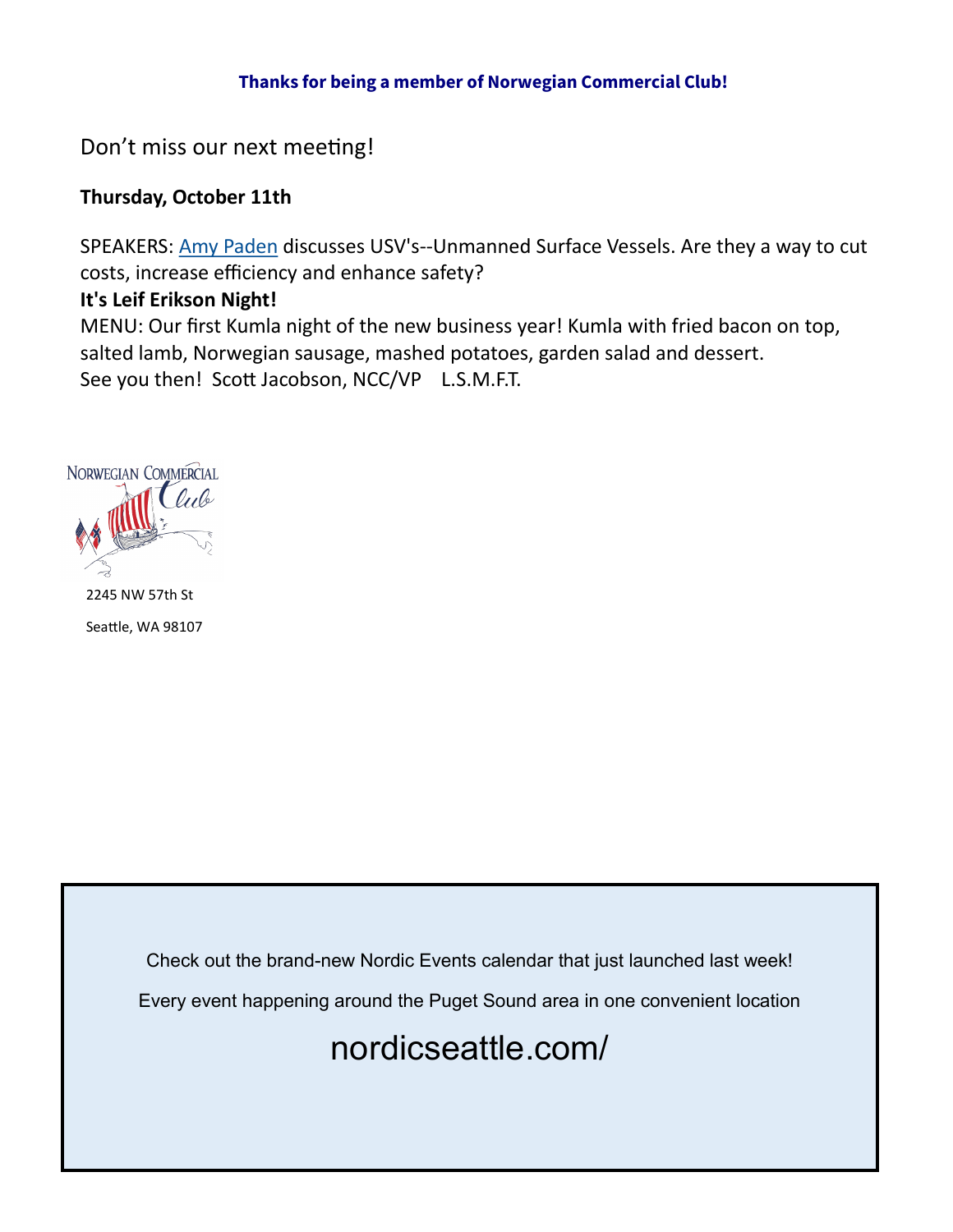**Thanks for being a member of Norwegian Commercial Club!**

Don't miss our next meeting!

**Thursday, October 11th**

SPEAKERS: Amy Paden discusses USV's--Unmanned Surface Vessels. Are they a way to cut costs, increase efficiency and enhance safety?

**It's Leif Erikson Night!**

MENU: Our first Kumla night of the new business year! Kumla with fried bacon on top, salted lamb, Norwegian sausage, mashed potatoes, garden salad and dessert.

See you then! Scott Jacobson, NCC/VP L.S.M.F.T.

Norwegian Commercial Club

2245 NW 57th St

Seattle, WA 98107

Check out the brand-new Nordic Events calendar that just launched last week!

Every event happening around the Puget Sound area in one convenient location

nordicseattle.com/